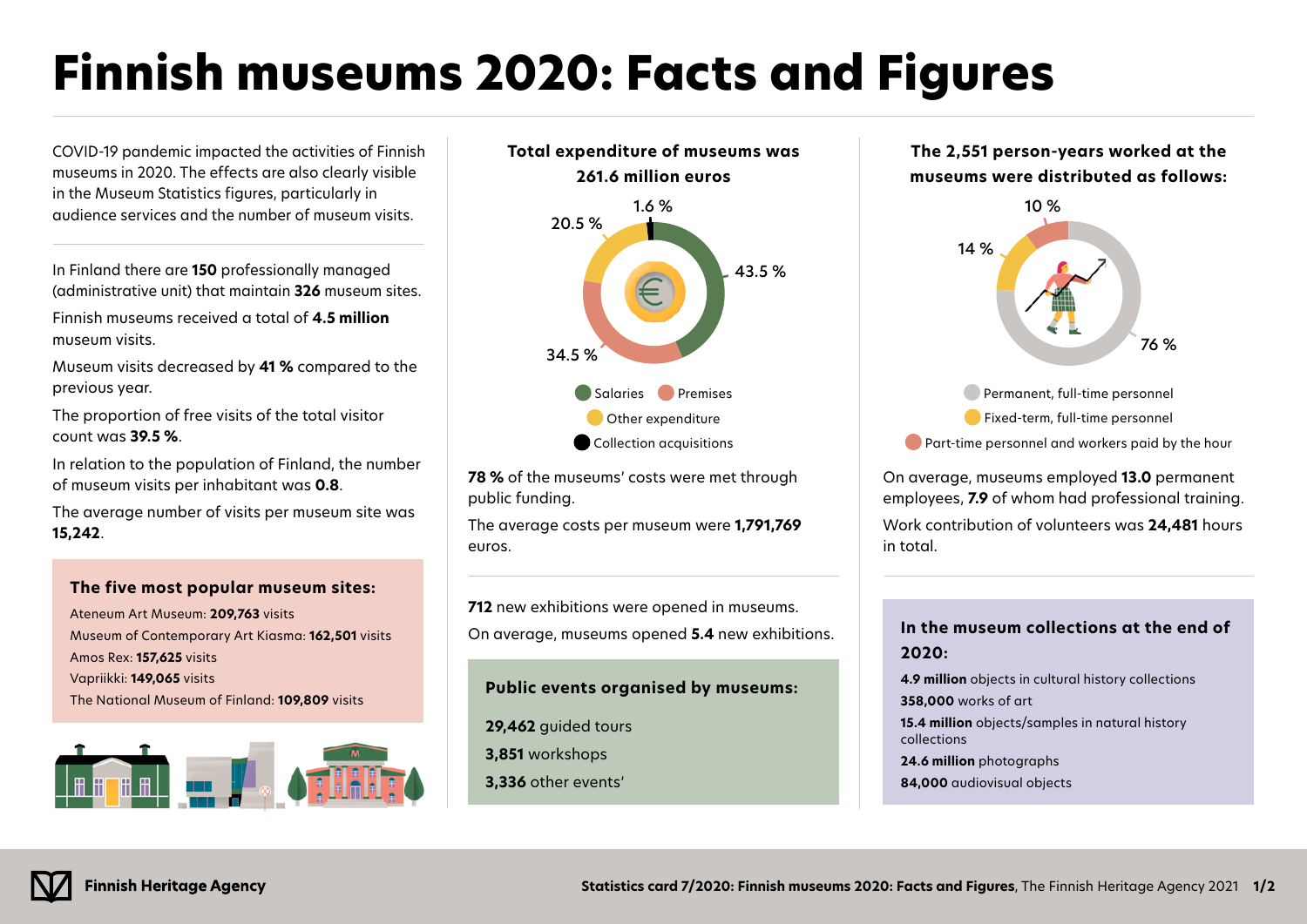# Finnish museums 2020: Facts and Figures

COVID-19 pandemic impacted the activities of Finnish museums in 2020. The effects are also clearly visible in the Museum Statistics figures, particularly in audience services and the number of museum visits.

In Finland there are **150** professionally managed (administrative unit) that maintain **326** museum sites.

Finnish museums received a total of **4.5 million** museum visits.

Museum visits decreased by **41 %** compared to the previous year.

The proportion of free visits of the total visitor count was **39.5 %**.

In relation to the population of Finland, the number of museum visits per inhabitant was **0.8**.

The average number of visits per museum site was **15,242**.

### The five most popular museum sites:

Ateneum Art Museum: **209,763** visits
Museum of Contemporary Art Kiasma: **162,501** visits
Amos Rex: **157,625** visits
Vapriikki: **149,065** visits
The National Museum of Finland: **109,809** visits

### Total expenditure of museums was 261.6 million euros

- Salaries: 43.5 %
- Premises: 34.5 %
- Other expenditure: 20.5 %
- Collection acquisitions: 1.6 %

**78 %** of the museums' costs were met through public funding.

The average costs per museum were **1,791,769** euros.

**712** new exhibitions were opened in museums.

On average, museums opened **5.4** new exhibitions.

### Public events organised by museums:

**29,462** guided tours
**3,851** workshops
**3,336** other events'

### The 2,551 person-years worked at the museums were distributed as follows:

- Permanent, full-time personnel: 76 %
- Fixed-term, full-time personnel: 14 %
- Part-time personnel and workers paid by the hour: 10 %

On average, museums employed **13.0** permanent employees, **7.9** of whom had professional training.

Work contribution of volunteers was **24,481** hours in total.

### In the museum collections at the end of 2020:

**4.9 million** objects in cultural history collections
**358,000** works of art
**15.4 million** objects/samples in natural history collections
**24.6 million** photographs
**84,000** audiovisual objects

Finnish Heritage Agency

**Statistics card 7/2020: Finnish museums 2020: Facts and Figures**, The Finnish Heritage Agency 2021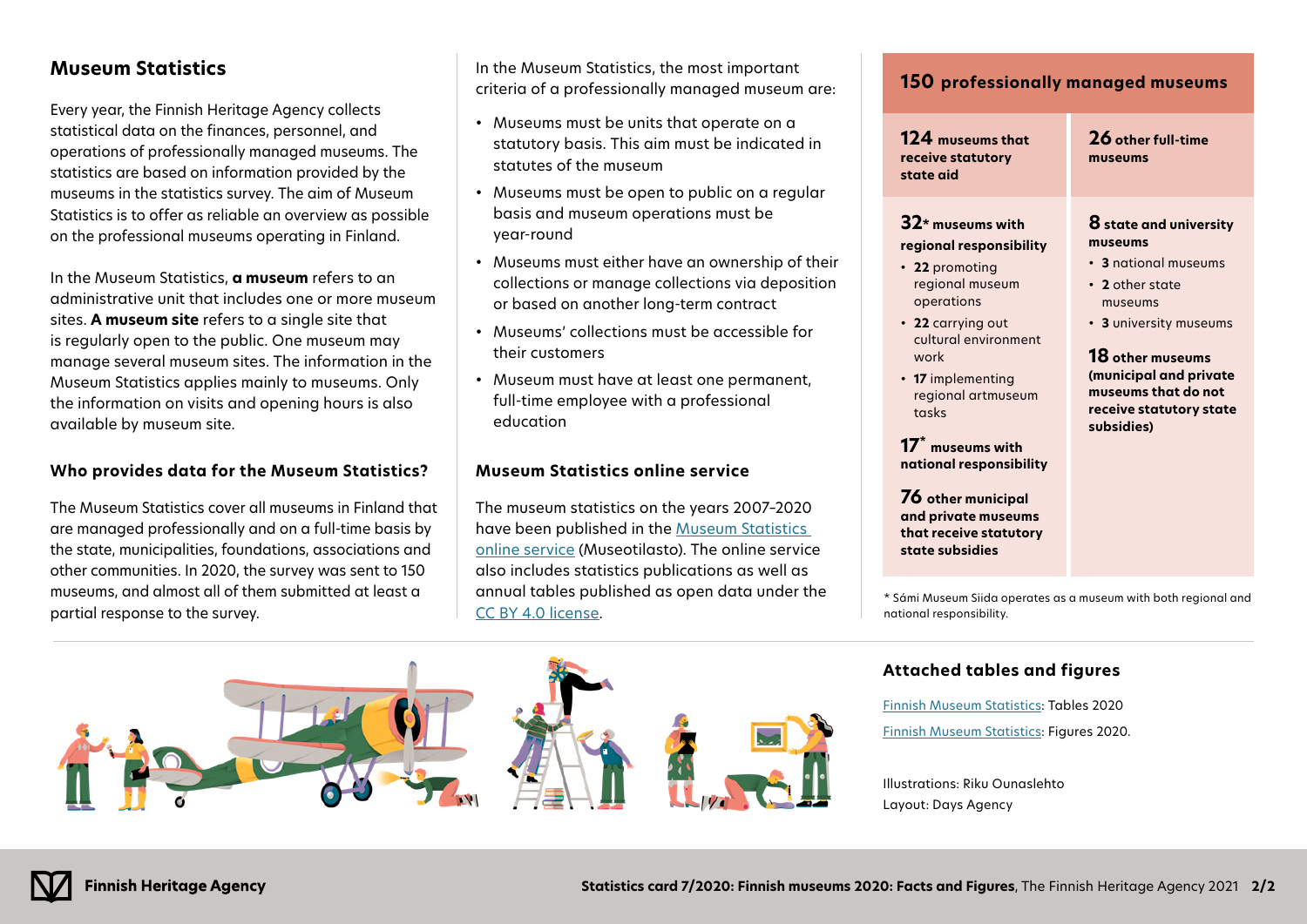## Museum Statistics

Every year, the Finnish Heritage Agency collects statistical data on the finances, personnel, and operations of professionally managed museums. The statistics are based on information provided by the museums in the statistics survey. The aim of Museum Statistics is to offer as reliable an overview as possible on the professional museums operating in Finland.

In the Museum Statistics, **a museum** refers to an administrative unit that includes one or more museum sites. **A museum site** refers to a single site that is regularly open to the public. One museum may manage several museum sites. The information in the Museum Statistics applies mainly to museums. Only the information on visits and opening hours is also available by museum site.

### Who provides data for the Museum Statistics?

The Museum Statistics cover all museums in Finland that are managed professionally and on a full-time basis by the state, municipalities, foundations, associations and other communities. In 2020, the survey was sent to 150 museums, and almost all of them submitted at least a partial response to the survey.

In the Museum Statistics, the most important criteria of a professionally managed museum are:

- Museums must be units that operate on a statutory basis. This aim must be indicated in statutes of the museum
- Museums must be open to public on a regular basis and museum operations must be year-round
- Museums must either have an ownership of their collections or manage collections via deposition or based on another long-term contract
- Museums' collections must be accessible for their customers
- Museum must have at least one permanent, full-time employee with a professional education

### Museum Statistics online service

The museum statistics on the years 2007–2020 have been published in the Museum Statistics online service (Museotilasto). The online service also includes statistics publications as well as annual tables published as open data under the CC BY 4.0 license.

### 150 professionally managed museums

**124 museums that receive statutory state aid**

- **32\* museums with regional responsibility**
  - **22** promoting regional museum operations
  - **22** carrying out cultural environment work
  - **17** implementing regional artmuseum tasks
- **17\* museums with national responsibility**
- **76 other municipal and private museums that receive statutory state subsidies**

**26 other full-time museums**

- **8 state and university museums**
  - **3** national museums
  - **2** other state museums
  - **3** university museums
- **18 other museums (municipal and private museums that do not receive statutory state subsidies)**

\* Sámi Museum Siida operates as a museum with both regional and national responsibility.

### Attached tables and figures

Finnish Museum Statistics: Tables 2020

Finnish Museum Statistics: Figures 2020.

Illustrations: Riku Ounaslehto

Layout: Days Agency

**Finnish Heritage Agency**

**Statistics card 7/2020: Finnish museums 2020: Facts and Figures**, The Finnish Heritage Agency 2021